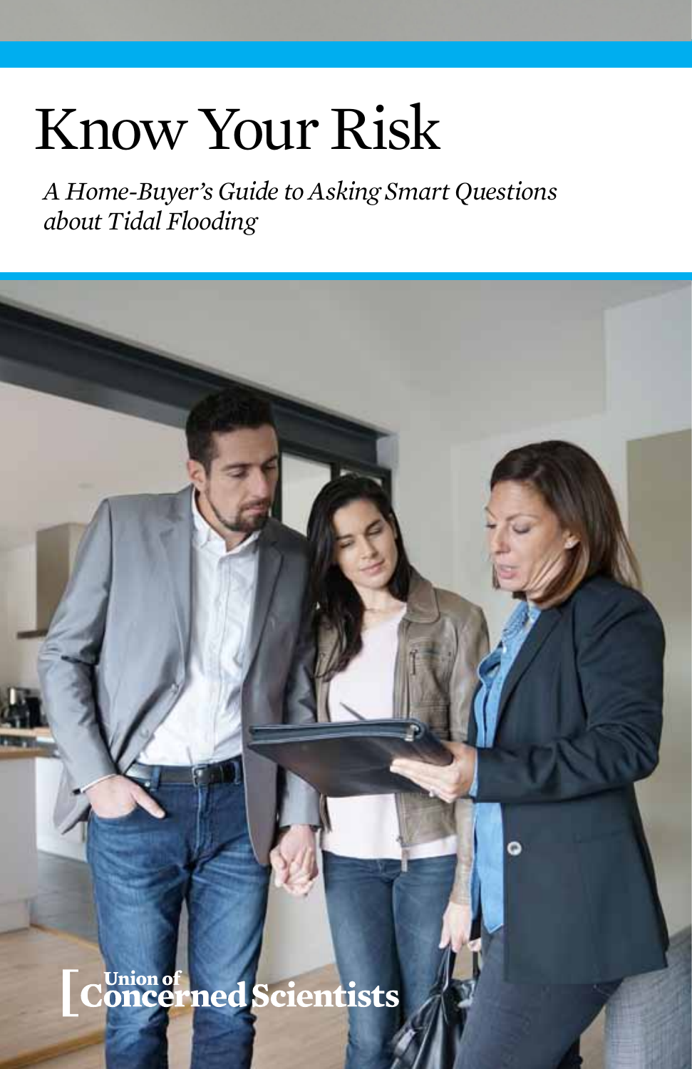# Know Your Risk

*A Home-Buyer's Guide to Asking Smart Questions about Tidal Flooding*

Union of Concerned Scientists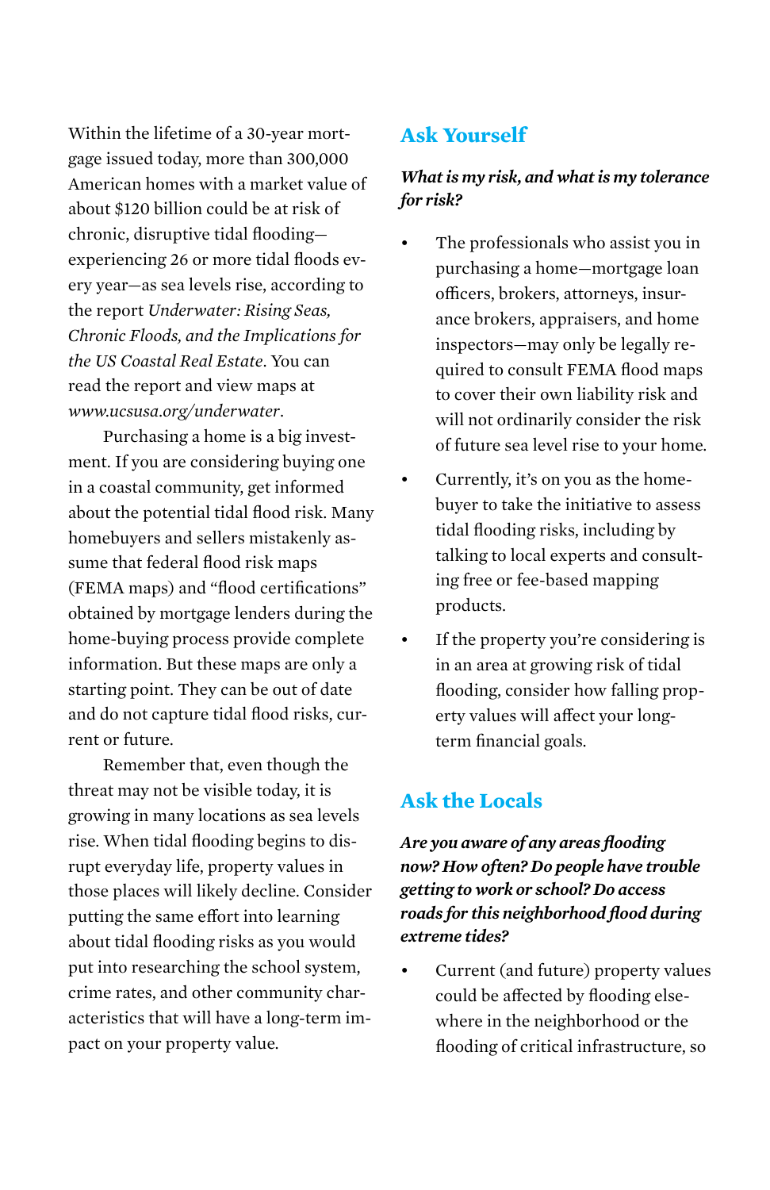Within the lifetime of a 30-year mortgage issued today, more than 300,000 American homes with a market value of about $120 billion could be at risk of chronic, disruptive tidal flooding—experiencing 26 or more tidal floods every year—as sea levels rise, according to the report *Underwater: Rising Seas, Chronic Floods, and the Implications for the US Coastal Real Estate*. You can read the report and view maps at *www.ucsusa.org/underwater*.

Purchasing a home is a big investment. If you are considering buying one in a coastal community, get informed about the potential tidal flood risk. Many homebuyers and sellers mistakenly assume that federal flood risk maps (FEMA maps) and "flood certifications" obtained by mortgage lenders during the home-buying process provide complete information. But these maps are only a starting point. They can be out of date and do not capture tidal flood risks, current or future.

Remember that, even though the threat may not be visible today, it is growing in many locations as sea levels rise. When tidal flooding begins to disrupt everyday life, property values in those places will likely decline. Consider putting the same effort into learning about tidal flooding risks as you would put into researching the school system, crime rates, and other community characteristics that will have a long-term impact on your property value.

## Ask Yourself

***What is my risk, and what is my tolerance for risk?***

- The professionals who assist you in purchasing a home—mortgage loan officers, brokers, attorneys, insurance brokers, appraisers, and home inspectors—may only be legally required to consult FEMA flood maps to cover their own liability risk and will not ordinarily consider the risk of future sea level rise to your home.
- Currently, it's on you as the homebuyer to take the initiative to assess tidal flooding risks, including by talking to local experts and consulting free or fee-based mapping products.
- If the property you're considering is in an area at growing risk of tidal flooding, consider how falling property values will affect your long-term financial goals.

## Ask the Locals

***Are you aware of any areas flooding now? How often? Do people have trouble getting to work or school? Do access roads for this neighborhood flood during extreme tides?***

- Current (and future) property values could be affected by flooding elsewhere in the neighborhood or the flooding of critical infrastructure, so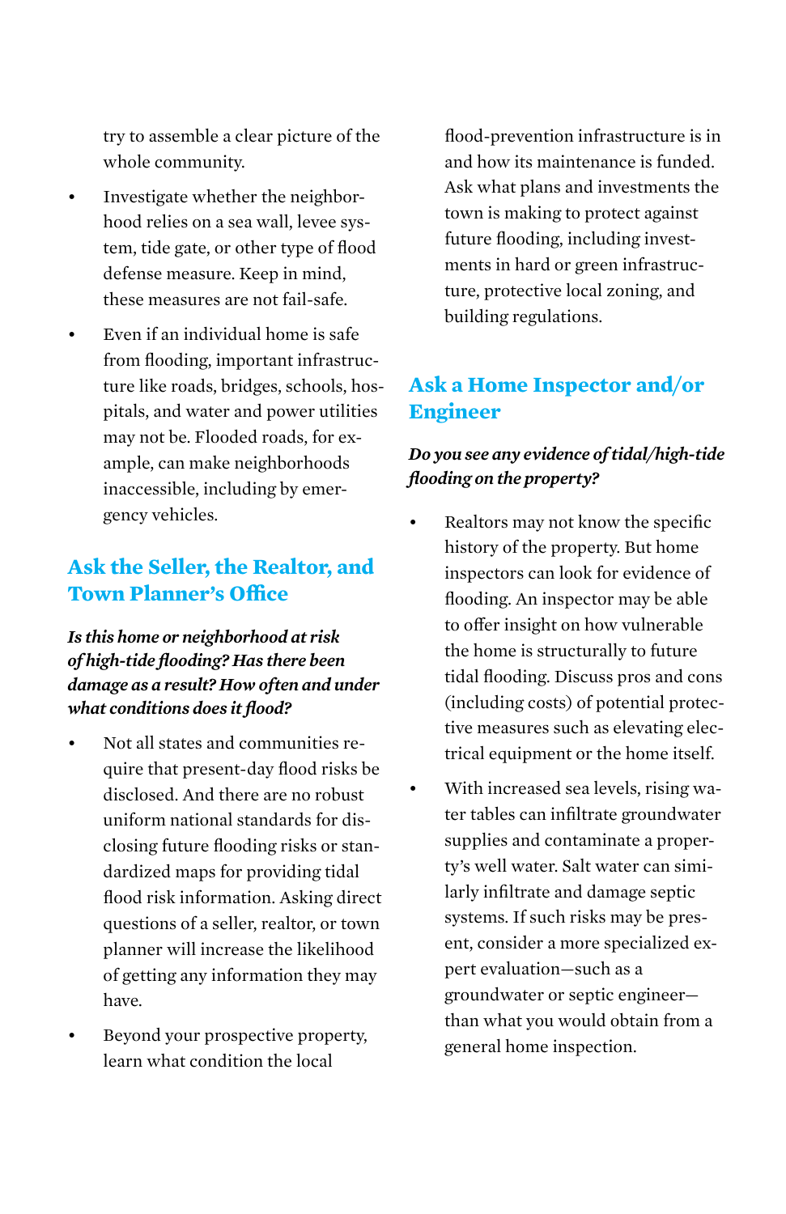try to assemble a clear picture of the whole community.

- Investigate whether the neighborhood relies on a sea wall, levee system, tide gate, or other type of flood defense measure. Keep in mind, these measures are not fail-safe.
- Even if an individual home is safe from flooding, important infrastructure like roads, bridges, schools, hospitals, and water and power utilities may not be. Flooded roads, for example, can make neighborhoods inaccessible, including by emergency vehicles.

## Ask the Seller, the Realtor, and Town Planner's Office

***Is this home or neighborhood at risk of high-tide flooding? Has there been damage as a result? How often and under what conditions does it flood?***

- Not all states and communities require that present-day flood risks be disclosed. And there are no robust uniform national standards for disclosing future flooding risks or standardized maps for providing tidal flood risk information. Asking direct questions of a seller, realtor, or town planner will increase the likelihood of getting any information they may have.
- Beyond your prospective property, learn what condition the local flood-prevention infrastructure is in and how its maintenance is funded. Ask what plans and investments the town is making to protect against future flooding, including investments in hard or green infrastructure, protective local zoning, and building regulations.

## Ask a Home Inspector and/or Engineer

***Do you see any evidence of tidal/high-tide flooding on the property?***

- Realtors may not know the specific history of the property. But home inspectors can look for evidence of flooding. An inspector may be able to offer insight on how vulnerable the home is structurally to future tidal flooding. Discuss pros and cons (including costs) of potential protective measures such as elevating electrical equipment or the home itself.
- With increased sea levels, rising water tables can infiltrate groundwater supplies and contaminate a property's well water. Salt water can similarly infiltrate and damage septic systems. If such risks may be present, consider a more specialized expert evaluation—such as a groundwater or septic engineer—than what you would obtain from a general home inspection.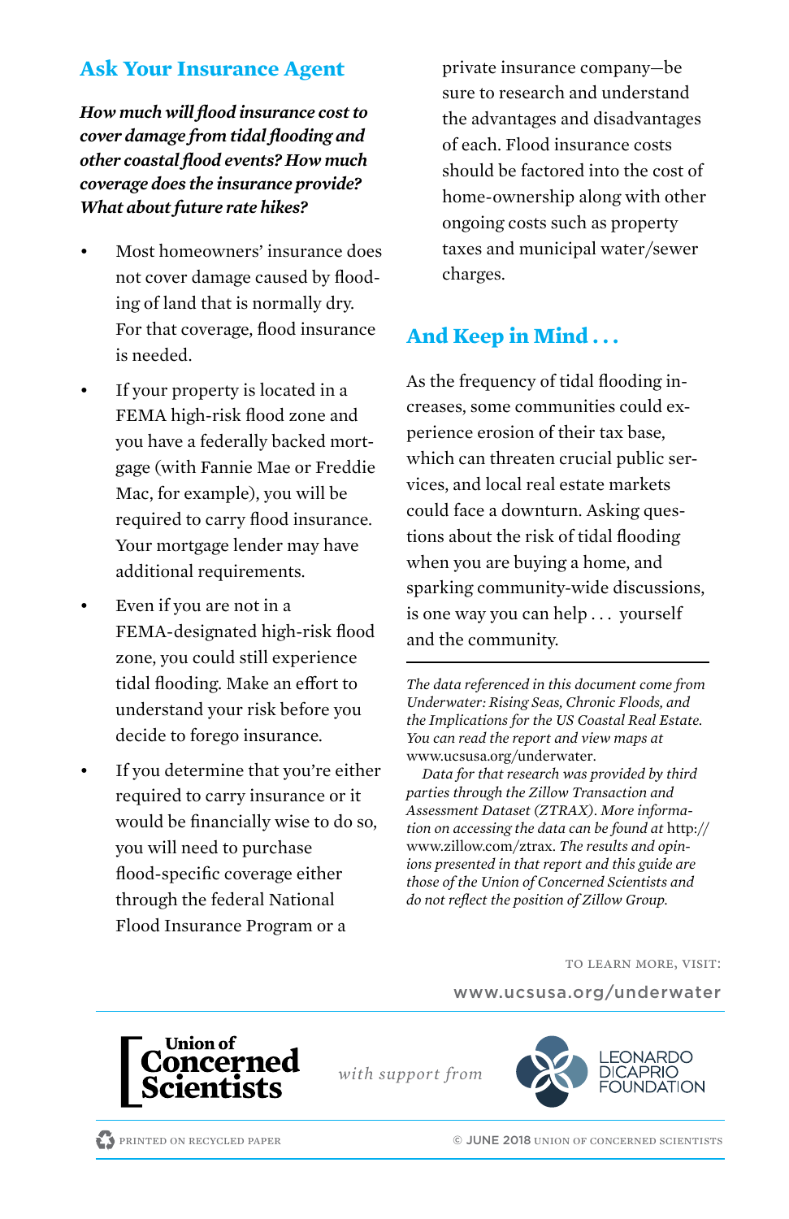## Ask Your Insurance Agent

***How much will flood insurance cost to cover damage from tidal flooding and other coastal flood events? How much coverage does the insurance provide? What about future rate hikes?***

- Most homeowners' insurance does not cover damage caused by flooding of land that is normally dry. For that coverage, flood insurance is needed.
- If your property is located in a FEMA high-risk flood zone and you have a federally backed mortgage (with Fannie Mae or Freddie Mac, for example), you will be required to carry flood insurance. Your mortgage lender may have additional requirements.
- Even if you are not in a FEMA-designated high-risk flood zone, you could still experience tidal flooding. Make an effort to understand your risk before you decide to forego insurance.
- If you determine that you're either required to carry insurance or it would be financially wise to do so, you will need to purchase flood-specific coverage either through the federal National Flood Insurance Program or a private insurance company—be sure to research and understand the advantages and disadvantages of each. Flood insurance costs should be factored into the cost of home-ownership along with other ongoing costs such as property taxes and municipal water/sewer charges.

## And Keep in Mind . . .

As the frequency of tidal flooding increases, some communities could experience erosion of their tax base, which can threaten crucial public services, and local real estate markets could face a downturn. Asking questions about the risk of tidal flooding when you are buying a home, and sparking community-wide discussions, is one way you can help . . . yourself and the community.

---

*The data referenced in this document come from Underwater: Rising Seas, Chronic Floods, and the Implications for the US Coastal Real Estate. You can read the report and view maps at* www.ucsusa.org/underwater.

*Data for that research was provided by third parties through the Zillow Transaction and Assessment Dataset (ZTRAX). More information on accessing the data can be found at* http://www.zillow.com/ztrax. *The results and opinions presented in that report and this guide are those of the Union of Concerned Scientists and do not reflect the position of Zillow Group.*

TO LEARN MORE, VISIT:

www.ucsusa.org/underwater

Union of Concerned Scientists

*with support from*

LEONARDO DICAPRIO FOUNDATION

PRINTED ON RECYCLED PAPER

© JUNE 2018 UNION OF CONCERNED SCIENTISTS